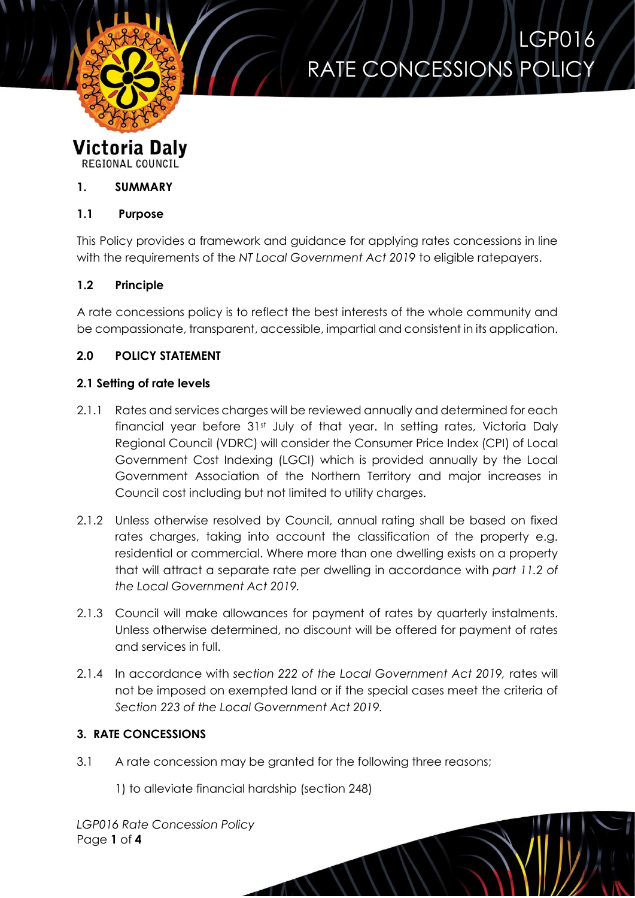# LGP016 RATE CONCESSIONS POLICY

Victoria Daly
REGIONAL COUNCIL

## 1. SUMMARY

### 1.1 Purpose

This Policy provides a framework and guidance for applying rates concessions in line with the requirements of the *NT Local Government Act 2019* to eligible ratepayers.

### 1.2 Principle

A rate concessions policy is to reflect the best interests of the whole community and be compassionate, transparent, accessible, impartial and consistent in its application.

## 2.0 POLICY STATEMENT

### 2.1 Setting of rate levels

2.1.1 Rates and services charges will be reviewed annually and determined for each financial year before 31st July of that year. In setting rates, Victoria Daly Regional Council (VDRC) will consider the Consumer Price Index (CPI) of Local Government Cost Indexing (LGCI) which is provided annually by the Local Government Association of the Northern Territory and major increases in Council cost including but not limited to utility charges.

2.1.2 Unless otherwise resolved by Council, annual rating shall be based on fixed rates charges, taking into account the classification of the property e.g. residential or commercial. Where more than one dwelling exists on a property that will attract a separate rate per dwelling in accordance with *part 11.2 of the Local Government Act 2019.*

2.1.3 Council will make allowances for payment of rates by quarterly instalments. Unless otherwise determined, no discount will be offered for payment of rates and services in full.

2.1.4 In accordance with *section 222 of the Local Government Act 2019,* rates will not be imposed on exempted land or if the special cases meet the criteria of *Section 223 of the Local Government Act 2019.*

## 3. RATE CONCESSIONS

3.1 A rate concession may be granted for the following three reasons;

1) to alleviate financial hardship (section 248)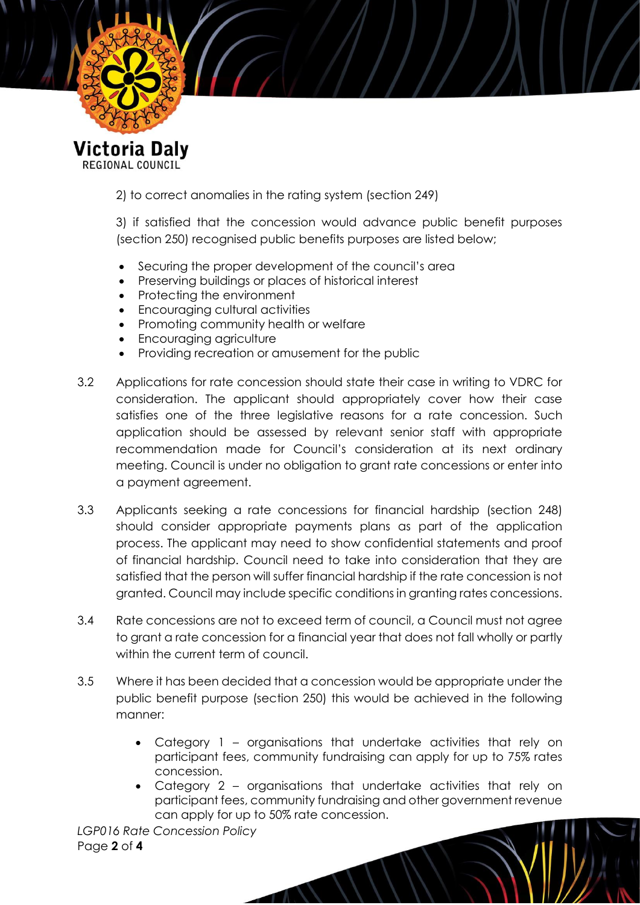2) to correct anomalies in the rating system (section 249)

3) if satisfied that the concession would advance public benefit purposes (section 250) recognised public benefits purposes are listed below;

- Securing the proper development of the council's area
- Preserving buildings or places of historical interest
- Protecting the environment
- Encouraging cultural activities
- Promoting community health or welfare
- Encouraging agriculture
- Providing recreation or amusement for the public

3.2 Applications for rate concession should state their case in writing to VDRC for consideration. The applicant should appropriately cover how their case satisfies one of the three legislative reasons for a rate concession. Such application should be assessed by relevant senior staff with appropriate recommendation made for Council's consideration at its next ordinary meeting. Council is under no obligation to grant rate concessions or enter into a payment agreement.

3.3 Applicants seeking a rate concessions for financial hardship (section 248) should consider appropriate payments plans as part of the application process. The applicant may need to show confidential statements and proof of financial hardship. Council need to take into consideration that they are satisfied that the person will suffer financial hardship if the rate concession is not granted. Council may include specific conditions in granting rates concessions.

3.4 Rate concessions are not to exceed term of council, a Council must not agree to grant a rate concession for a financial year that does not fall wholly or partly within the current term of council.

3.5 Where it has been decided that a concession would be appropriate under the public benefit purpose (section 250) this would be achieved in the following manner:

- Category 1 – organisations that undertake activities that rely on participant fees, community fundraising can apply for up to 75% rates concession.
- Category 2 – organisations that undertake activities that rely on participant fees, community fundraising and other government revenue can apply for up to 50% rate concession.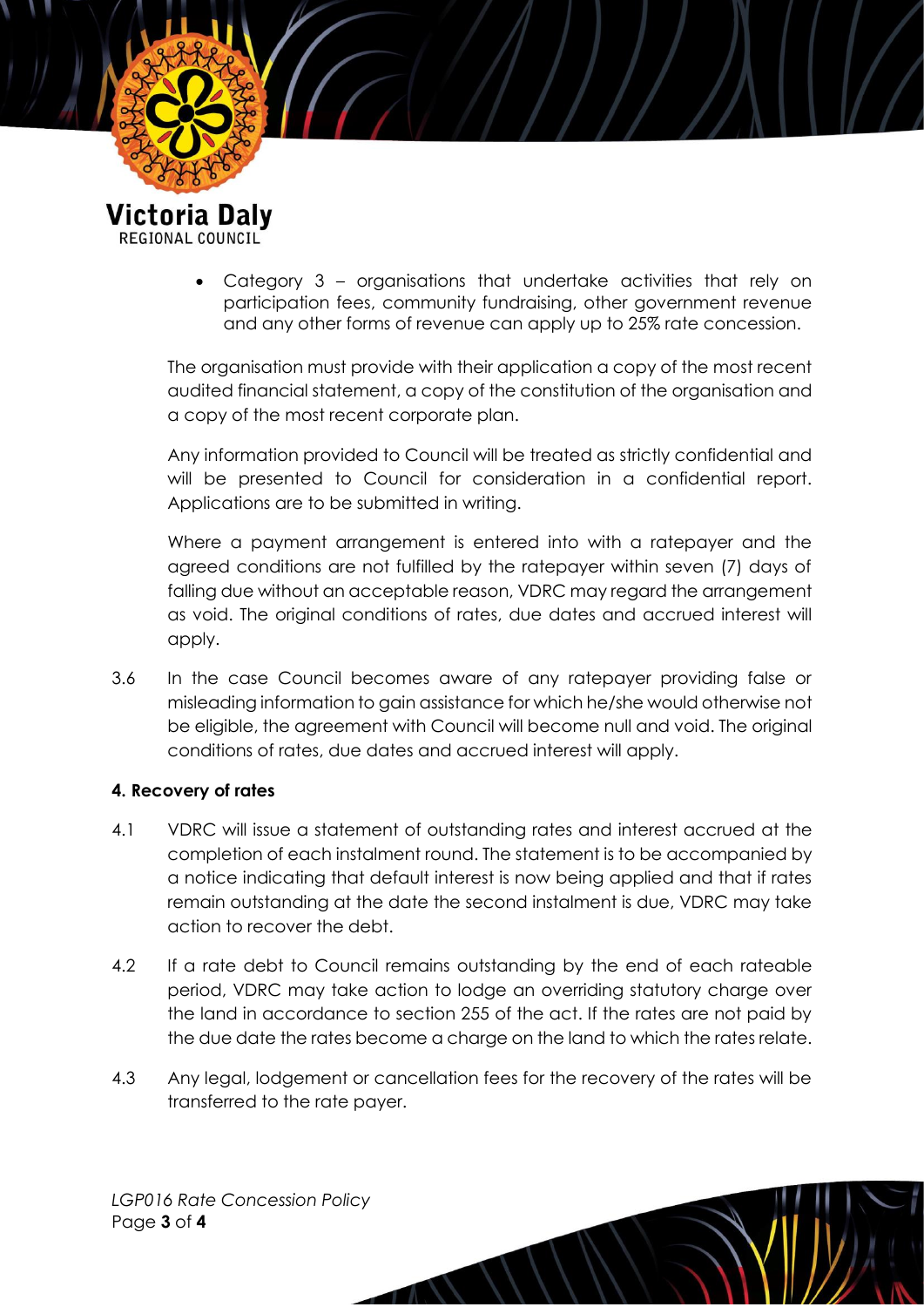- Category 3 – organisations that undertake activities that rely on participation fees, community fundraising, other government revenue and any other forms of revenue can apply up to 25% rate concession.

The organisation must provide with their application a copy of the most recent audited financial statement, a copy of the constitution of the organisation and a copy of the most recent corporate plan.

Any information provided to Council will be treated as strictly confidential and will be presented to Council for consideration in a confidential report. Applications are to be submitted in writing.

Where a payment arrangement is entered into with a ratepayer and the agreed conditions are not fulfilled by the ratepayer within seven (7) days of falling due without an acceptable reason, VDRC may regard the arrangement as void. The original conditions of rates, due dates and accrued interest will apply.

3.6 In the case Council becomes aware of any ratepayer providing false or misleading information to gain assistance for which he/she would otherwise not be eligible, the agreement with Council will become null and void. The original conditions of rates, due dates and accrued interest will apply.

**4. Recovery of rates**

4.1 VDRC will issue a statement of outstanding rates and interest accrued at the completion of each instalment round. The statement is to be accompanied by a notice indicating that default interest is now being applied and that if rates remain outstanding at the date the second instalment is due, VDRC may take action to recover the debt.

4.2 If a rate debt to Council remains outstanding by the end of each rateable period, VDRC may take action to lodge an overriding statutory charge over the land in accordance to section 255 of the act. If the rates are not paid by the due date the rates become a charge on the land to which the rates relate.

4.3 Any legal, lodgement or cancellation fees for the recovery of the rates will be transferred to the rate payer.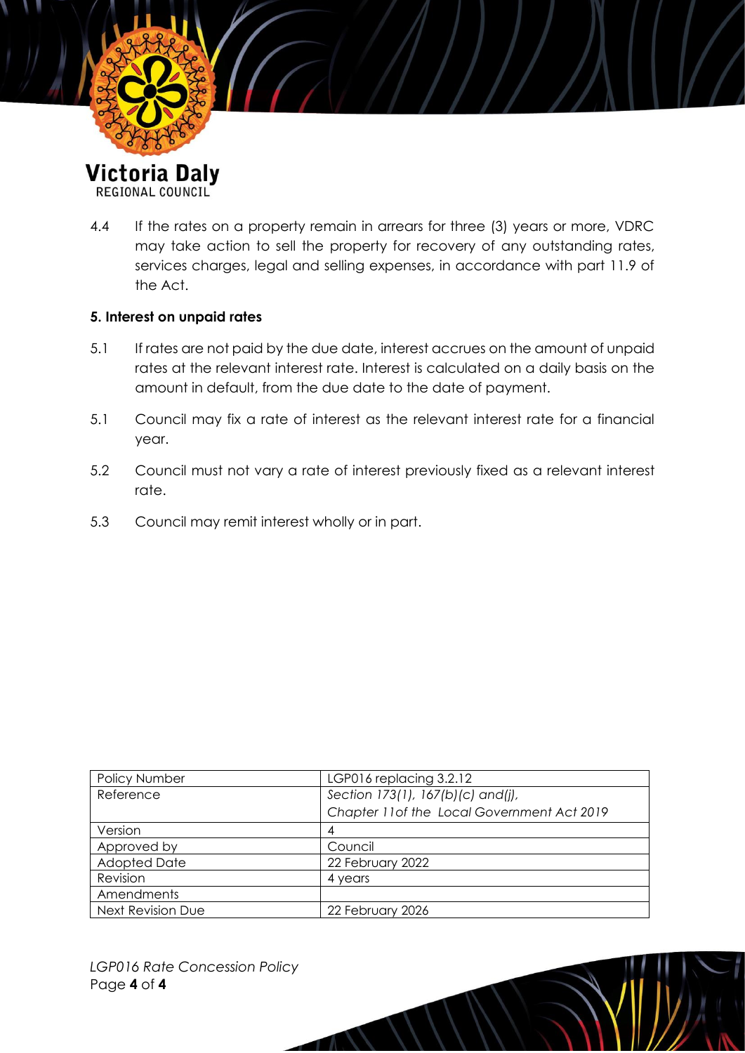4.4 If the rates on a property remain in arrears for three (3) years or more, VDRC may take action to sell the property for recovery of any outstanding rates, services charges, legal and selling expenses, in accordance with part 11.9 of the Act.

**5. Interest on unpaid rates**

5.1 If rates are not paid by the due date, interest accrues on the amount of unpaid rates at the relevant interest rate. Interest is calculated on a daily basis on the amount in default, from the due date to the date of payment.

5.1 Council may fix a rate of interest as the relevant interest rate for a financial year.

5.2 Council must not vary a rate of interest previously fixed as a relevant interest rate.

5.3 Council may remit interest wholly or in part.

| | |
|---|---|
| Policy Number | LGP016 replacing 3.2.12 |
| Reference | *Section 173(1), 167(b)(c) and(j),*<br>*Chapter 11of the Local Government Act 2019* |
| Version | 4 |
| Approved by | Council |
| Adopted Date | 22 February 2022 |
| Revision | 4 years |
| Amendments | |
| Next Revision Due | 22 February 2026 |